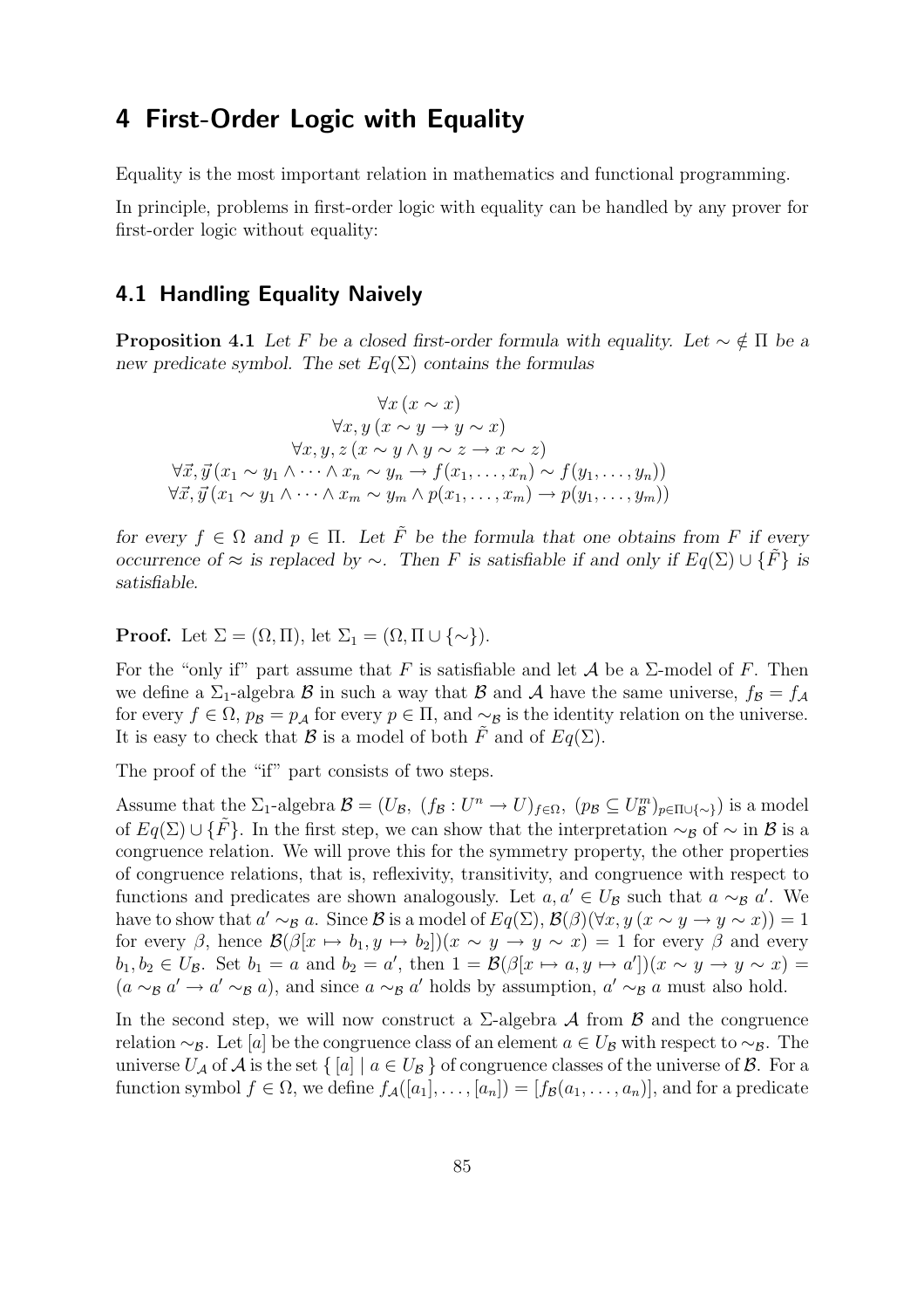# 4 First-Order Logic with Equality

Equality is the most important relation in mathematics and functional programming.

In principle, problems in first-order logic with equality can be handled by any prover for first-order logic without equality:

## 4.1 Handling Equality Naively

**Proposition 4.1** *Let $F$ be a closed first-order formula with equality. Let $\sim \notin \Pi$ be a new predicate symbol. The set $Eq(\Sigma)$ contains the formulas*

$$\forall x\,(x \sim x)$$
$$\forall x, y\,(x \sim y \rightarrow y \sim x)$$
$$\forall x, y, z\,(x \sim y \wedge y \sim z \rightarrow x \sim z)$$
$$\forall \vec{x}, \vec{y}\,(x_1 \sim y_1 \wedge \cdots \wedge x_n \sim y_n \rightarrow f(x_1, \ldots, x_n) \sim f(y_1, \ldots, y_n))$$
$$\forall \vec{x}, \vec{y}\,(x_1 \sim y_1 \wedge \cdots \wedge x_m \sim y_m \wedge p(x_1, \ldots, x_m) \rightarrow p(y_1, \ldots, y_m))$$

*for every $f \in \Omega$ and $p \in \Pi$. Let $\tilde{F}$ be the formula that one obtains from $F$ if every occurrence of $\approx$ is replaced by $\sim$. Then $F$ is satisfiable if and only if $Eq(\Sigma) \cup \{\tilde{F}\}$ is satisfiable.*

**Proof.** Let $\Sigma = (\Omega, \Pi)$, let $\Sigma_1 = (\Omega, \Pi \cup \{\sim\})$.

For the "only if" part assume that $F$ is satisfiable and let $\mathcal{A}$ be a $\Sigma$-model of $F$. Then we define a $\Sigma_1$-algebra $\mathcal{B}$ in such a way that $\mathcal{B}$ and $\mathcal{A}$ have the same universe, $f_{\mathcal{B}} = f_{\mathcal{A}}$ for every $f \in \Omega$, $p_{\mathcal{B}} = p_{\mathcal{A}}$ for every $p \in \Pi$, and $\sim_{\mathcal{B}}$ is the identity relation on the universe. It is easy to check that $\mathcal{B}$ is a model of both $\tilde{F}$ and of $Eq(\Sigma)$.

The proof of the "if" part consists of two steps.

Assume that the $\Sigma_1$-algebra $\mathcal{B} = (U_{\mathcal{B}},\ (f_{\mathcal{B}} : U^n \rightarrow U)_{f \in \Omega},\ (p_{\mathcal{B}} \subseteq U_{\mathcal{B}}^m)_{p \in \Pi \cup \{\sim\}})$ is a model of $Eq(\Sigma) \cup \{\tilde{F}\}$. In the first step, we can show that the interpretation $\sim_{\mathcal{B}}$ of $\sim$ in $\mathcal{B}$ is a congruence relation. We will prove this for the symmetry property, the other properties of congruence relations, that is, reflexivity, transitivity, and congruence with respect to functions and predicates are shown analogously. Let $a, a' \in U_{\mathcal{B}}$ such that $a \sim_{\mathcal{B}} a'$. We have to show that $a' \sim_{\mathcal{B}} a$. Since $\mathcal{B}$ is a model of $Eq(\Sigma)$, $\mathcal{B}(\beta)(\forall x, y\,(x \sim y \rightarrow y \sim x)) = 1$ for every $\beta$, hence $\mathcal{B}(\beta[x \mapsto b_1, y \mapsto b_2])(x \sim y \rightarrow y \sim x) = 1$ for every $\beta$ and every $b_1, b_2 \in U_{\mathcal{B}}$. Set $b_1 = a$ and $b_2 = a'$, then $1 = \mathcal{B}(\beta[x \mapsto a, y \mapsto a'])(x \sim y \rightarrow y \sim x) = (a \sim_{\mathcal{B}} a' \rightarrow a' \sim_{\mathcal{B}} a)$, and since $a \sim_{\mathcal{B}} a'$ holds by assumption, $a' \sim_{\mathcal{B}} a$ must also hold.

In the second step, we will now construct a $\Sigma$-algebra $\mathcal{A}$ from $\mathcal{B}$ and the congruence relation $\sim_{\mathcal{B}}$. Let $[a]$ be the congruence class of an element $a \in U_{\mathcal{B}}$ with respect to $\sim_{\mathcal{B}}$. The universe $U_{\mathcal{A}}$ of $\mathcal{A}$ is the set $\{\, [a] \mid a \in U_{\mathcal{B}} \,\}$ of congruence classes of the universe of $\mathcal{B}$. For a function symbol $f \in \Omega$, we define $f_{\mathcal{A}}([a_1], \ldots, [a_n]) = [f_{\mathcal{B}}(a_1, \ldots, a_n)]$, and for a predicate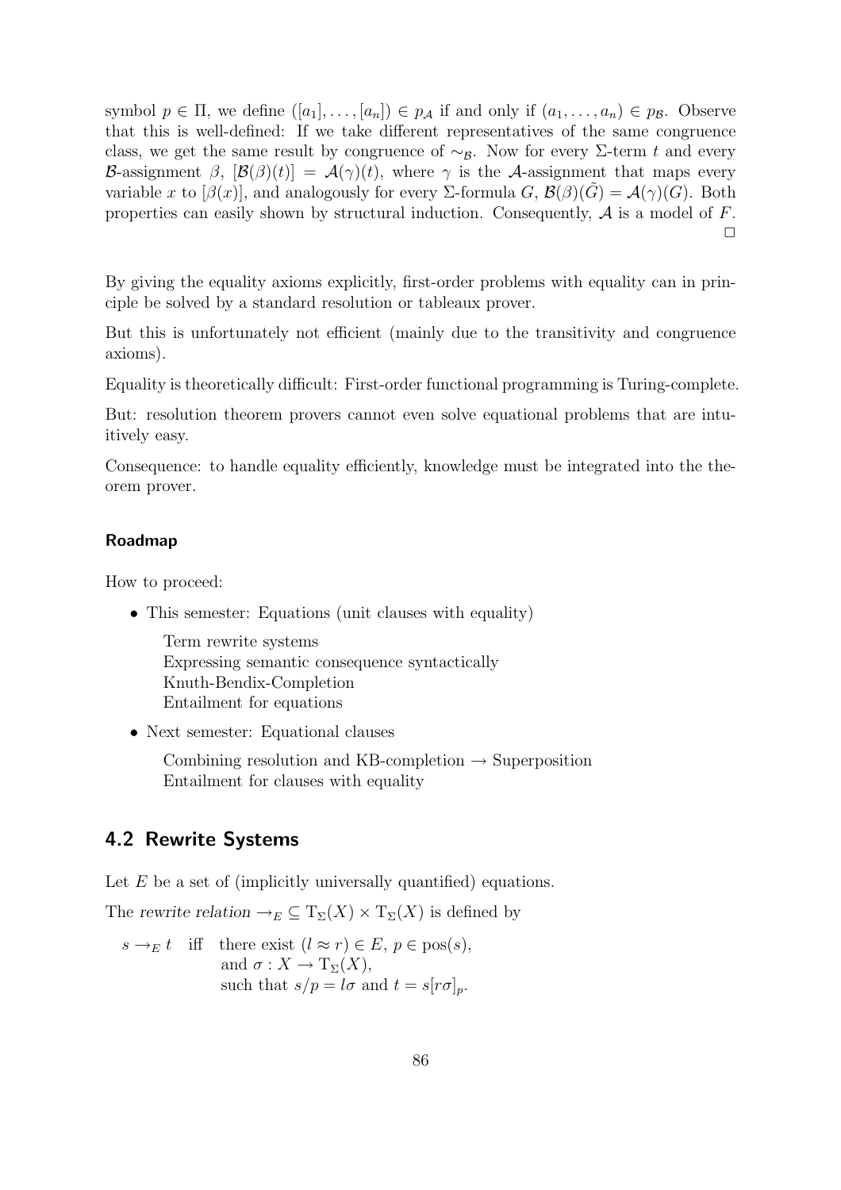symbol $p \in \Pi$, we define $([a_1], \dots, [a_n]) \in p_{\mathcal{A}}$ if and only if $(a_1, \dots, a_n) \in p_{\mathcal{B}}$. Observe that this is well-defined: If we take different representatives of the same congruence class, we get the same result by congruence of $\sim_{\mathcal{B}}$. Now for every $\Sigma$-term $t$ and every $\mathcal{B}$-assignment $\beta$, $[\mathcal{B}(\beta)(t)] = \mathcal{A}(\gamma)(t)$, where $\gamma$ is the $\mathcal{A}$-assignment that maps every variable $x$ to $[\beta(x)]$, and analogously for every $\Sigma$-formula $G$, $\mathcal{B}(\beta)(\tilde{G}) = \mathcal{A}(\gamma)(G)$. Both properties can easily shown by structural induction. Consequently, $\mathcal{A}$ is a model of $F$. □

By giving the equality axioms explicitly, first-order problems with equality can in principle be solved by a standard resolution or tableaux prover.

But this is unfortunately not efficient (mainly due to the transitivity and congruence axioms).

Equality is theoretically difficult: First-order functional programming is Turing-complete.

But: resolution theorem provers cannot even solve equational problems that are intuitively easy.

Consequence: to handle equality efficiently, knowledge must be integrated into the theorem prover.

### Roadmap

How to proceed:

- This semester: Equations (unit clauses with equality)

  Term rewrite systems
  Expressing semantic consequence syntactically
  Knuth-Bendix-Completion
  Entailment for equations

- Next semester: Equational clauses

  Combining resolution and KB-completion → Superposition
  Entailment for clauses with equality

## 4.2 Rewrite Systems

Let $E$ be a set of (implicitly universally quantified) equations.

The *rewrite relation* $\rightarrow_E \subseteq \mathrm{T}_\Sigma(X) \times \mathrm{T}_\Sigma(X)$ is defined by

$s \rightarrow_E t$ iff there exist $(l \approx r) \in E$, $p \in \mathrm{pos}(s)$,
and $\sigma : X \rightarrow \mathrm{T}_\Sigma(X)$,
such that $s/p = l\sigma$ and $t = s[r\sigma]_p$.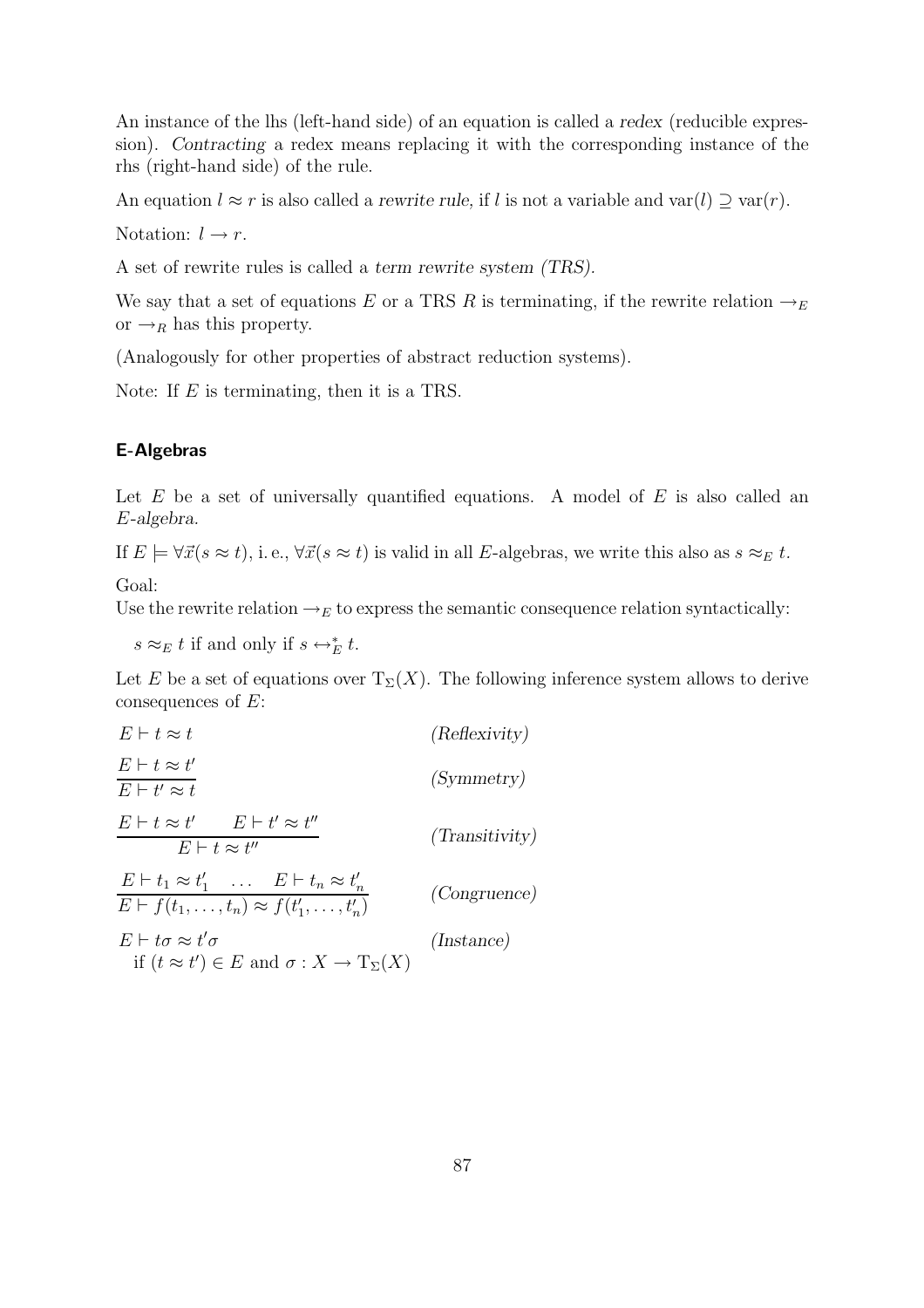An instance of the lhs (left-hand side) of an equation is called a *redex* (reducible expression). *Contracting* a redex means replacing it with the corresponding instance of the rhs (right-hand side) of the rule.

An equation $l \approx r$ is also called a *rewrite rule*, if $l$ is not a variable and $\mathrm{var}(l) \supseteq \mathrm{var}(r)$.

Notation: $l \rightarrow r$.

A set of rewrite rules is called a *term rewrite system (TRS)*.

We say that a set of equations $E$ or a TRS $R$ is terminating, if the rewrite relation $\rightarrow_E$ or $\rightarrow_R$ has this property.

(Analogously for other properties of abstract reduction systems).

Note: If $E$ is terminating, then it is a TRS.

### E-Algebras

Let $E$ be a set of universally quantified equations. A model of $E$ is also called an *$E$-algebra*.

If $E \models \forall \vec{x}(s \approx t)$, i. e., $\forall \vec{x}(s \approx t)$ is valid in all $E$-algebras, we write this also as $s \approx_E t$.

Goal:
Use the rewrite relation $\rightarrow_E$ to express the semantic consequence relation syntactically:

$s \approx_E t$ if and only if $s \leftrightarrow_E^* t$.

Let $E$ be a set of equations over $\mathrm{T}_\Sigma(X)$. The following inference system allows to derive consequences of $E$:

$$E \vdash t \approx t \qquad \textit{(Reflexivity)}$$

$$\frac{E \vdash t \approx t'}{E \vdash t' \approx t} \qquad \textit{(Symmetry)}$$

$$\frac{E \vdash t \approx t' \qquad E \vdash t' \approx t''}{E \vdash t \approx t''} \qquad \textit{(Transitivity)}$$

$$\frac{E \vdash t_1 \approx t_1' \quad \ldots \quad E \vdash t_n \approx t_n'}{E \vdash f(t_1, \ldots, t_n) \approx f(t_1', \ldots, t_n')} \qquad \textit{(Congruence)}$$

$$E \vdash t\sigma \approx t'\sigma \qquad \textit{(Instance)}$$
if $(t \approx t') \in E$ and $\sigma : X \rightarrow \mathrm{T}_\Sigma(X)$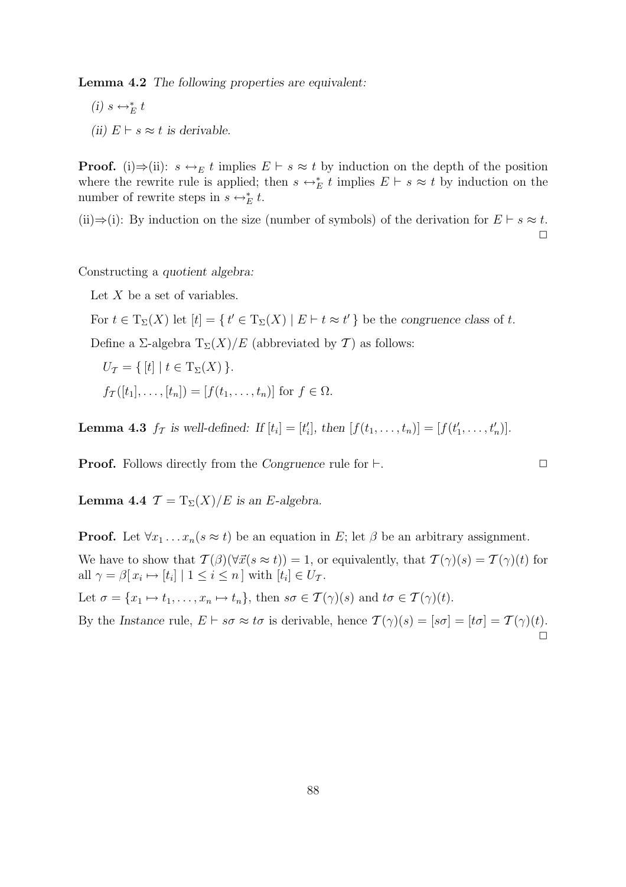**Lemma 4.2** *The following properties are equivalent:*

*(i)* $s \leftrightarrow_E^* t$

*(ii)* $E \vdash s \approx t$ *is derivable.*

**Proof.** (i)⇒(ii): $s \leftrightarrow_E t$ implies $E \vdash s \approx t$ by induction on the depth of the position where the rewrite rule is applied; then $s \leftrightarrow_E^* t$ implies $E \vdash s \approx t$ by induction on the number of rewrite steps in $s \leftrightarrow_E^* t$.

(ii)⇒(i): By induction on the size (number of symbols) of the derivation for $E \vdash s \approx t$. □

Constructing a *quotient algebra:*

Let $X$ be a set of variables.

For $t \in \mathrm{T}_\Sigma(X)$ let $[t] = \{\, t' \in \mathrm{T}_\Sigma(X) \mid E \vdash t \approx t' \,\}$ be the *congruence class* of $t$.

Define a $\Sigma$-algebra $\mathrm{T}_\Sigma(X)/E$ (abbreviated by $\mathcal{T}$) as follows:

$U_\mathcal{T} = \{\, [t] \mid t \in \mathrm{T}_\Sigma(X) \,\}$.

$f_\mathcal{T}([t_1], \ldots, [t_n]) = [f(t_1, \ldots, t_n)]$ for $f \in \Omega$.

**Lemma 4.3** $f_\mathcal{T}$ *is well-defined: If* $[t_i] = [t'_i]$*, then* $[f(t_1, \ldots, t_n)] = [f(t'_1, \ldots, t'_n)]$.

**Proof.** Follows directly from the *Congruence* rule for $\vdash$. □

**Lemma 4.4** $\mathcal{T} = \mathrm{T}_\Sigma(X)/E$ *is an* $E$*-algebra.*

**Proof.** Let $\forall x_1 \ldots x_n (s \approx t)$ be an equation in $E$; let $\beta$ be an arbitrary assignment.

We have to show that $\mathcal{T}(\beta)(\forall \vec{x}(s \approx t)) = 1$, or equivalently, that $\mathcal{T}(\gamma)(s) = \mathcal{T}(\gamma)(t)$ for all $\gamma = \beta[\, x_i \mapsto [t_i] \mid 1 \leq i \leq n \,]$ with $[t_i] \in U_\mathcal{T}$.

Let $\sigma = \{x_1 \mapsto t_1, \ldots, x_n \mapsto t_n\}$, then $s\sigma \in \mathcal{T}(\gamma)(s)$ and $t\sigma \in \mathcal{T}(\gamma)(t)$.

By the *Instance* rule, $E \vdash s\sigma \approx t\sigma$ is derivable, hence $\mathcal{T}(\gamma)(s) = [s\sigma] = [t\sigma] = \mathcal{T}(\gamma)(t)$. □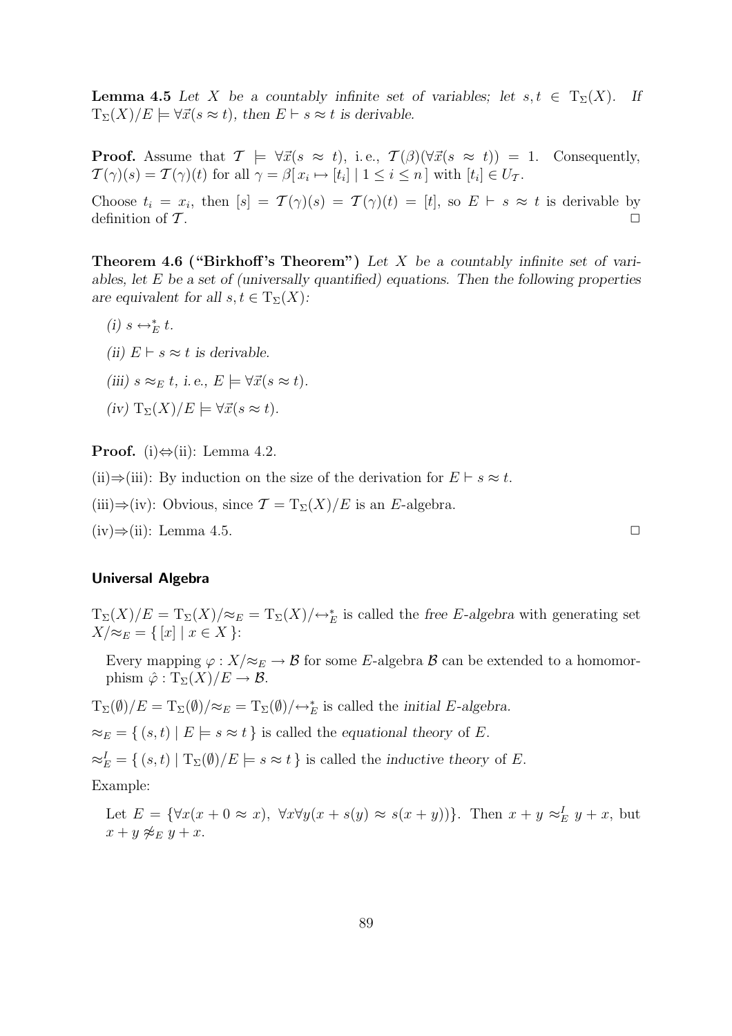**Lemma 4.5** *Let $X$ be a countably infinite set of variables; let $s, t \in \mathrm{T}_\Sigma(X)$. If $\mathrm{T}_\Sigma(X)/E \models \forall \vec{x}(s \approx t)$, then $E \vdash s \approx t$ is derivable.*

**Proof.** Assume that $\mathcal{T} \models \forall \vec{x}(s \approx t)$, i. e., $\mathcal{T}(\beta)(\forall \vec{x}(s \approx t)) = 1$. Consequently, $\mathcal{T}(\gamma)(s) = \mathcal{T}(\gamma)(t)$ for all $\gamma = \beta[\, x_i \mapsto [t_i] \mid 1 \leq i \leq n \,]$ with $[t_i] \in U_{\mathcal{T}}$.

Choose $t_i = x_i$, then $[s] = \mathcal{T}(\gamma)(s) = \mathcal{T}(\gamma)(t) = [t]$, so $E \vdash s \approx t$ is derivable by definition of $\mathcal{T}$. □

**Theorem 4.6 ("Birkhoff's Theorem")** *Let $X$ be a countably infinite set of variables, let $E$ be a set of (universally quantified) equations. Then the following properties are equivalent for all $s, t \in \mathrm{T}_\Sigma(X)$:*

*(i)* $s \leftrightarrow_E^* t$.

*(ii)* $E \vdash s \approx t$ *is derivable.*

*(iii)* $s \approx_E t$, *i. e.,* $E \models \forall \vec{x}(s \approx t)$.

*(iv)* $\mathrm{T}_\Sigma(X)/E \models \forall \vec{x}(s \approx t)$.

**Proof.** (i)⇔(ii): Lemma 4.2.

(ii)⇒(iii): By induction on the size of the derivation for $E \vdash s \approx t$.

(iii)⇒(iv): Obvious, since $\mathcal{T} = \mathrm{T}_\Sigma(X)/E$ is an $E$-algebra.

(iv)⇒(ii): Lemma 4.5. □

### Universal Algebra

$\mathrm{T}_\Sigma(X)/E = \mathrm{T}_\Sigma(X)/{\approx_E} = \mathrm{T}_\Sigma(X)/{\leftrightarrow_E^*}$ is called the *free $E$-algebra* with generating set $X/{\approx_E} = \{\, [x] \mid x \in X \,\}$:

> Every mapping $\varphi : X/{\approx_E} \to \mathcal{B}$ for some $E$-algebra $\mathcal{B}$ can be extended to a homomorphism $\hat{\varphi} : \mathrm{T}_\Sigma(X)/E \to \mathcal{B}$.

$\mathrm{T}_\Sigma(\emptyset)/E = \mathrm{T}_\Sigma(\emptyset)/{\approx_E} = \mathrm{T}_\Sigma(\emptyset)/{\leftrightarrow_E^*}$ is called the *initial $E$-algebra*.

${\approx_E} = \{\, (s, t) \mid E \models s \approx t \,\}$ is called the *equational theory* of $E$.

${\approx_E^I} = \{\, (s, t) \mid \mathrm{T}_\Sigma(\emptyset)/E \models s \approx t \,\}$ is called the *inductive theory* of $E$.

Example:

> Let $E = \{\forall x(x + 0 \approx x),\ \forall x \forall y(x + s(y) \approx s(x + y))\}$. Then $x + y \approx_E^I y + x$, but $x + y \not\approx_E y + x$.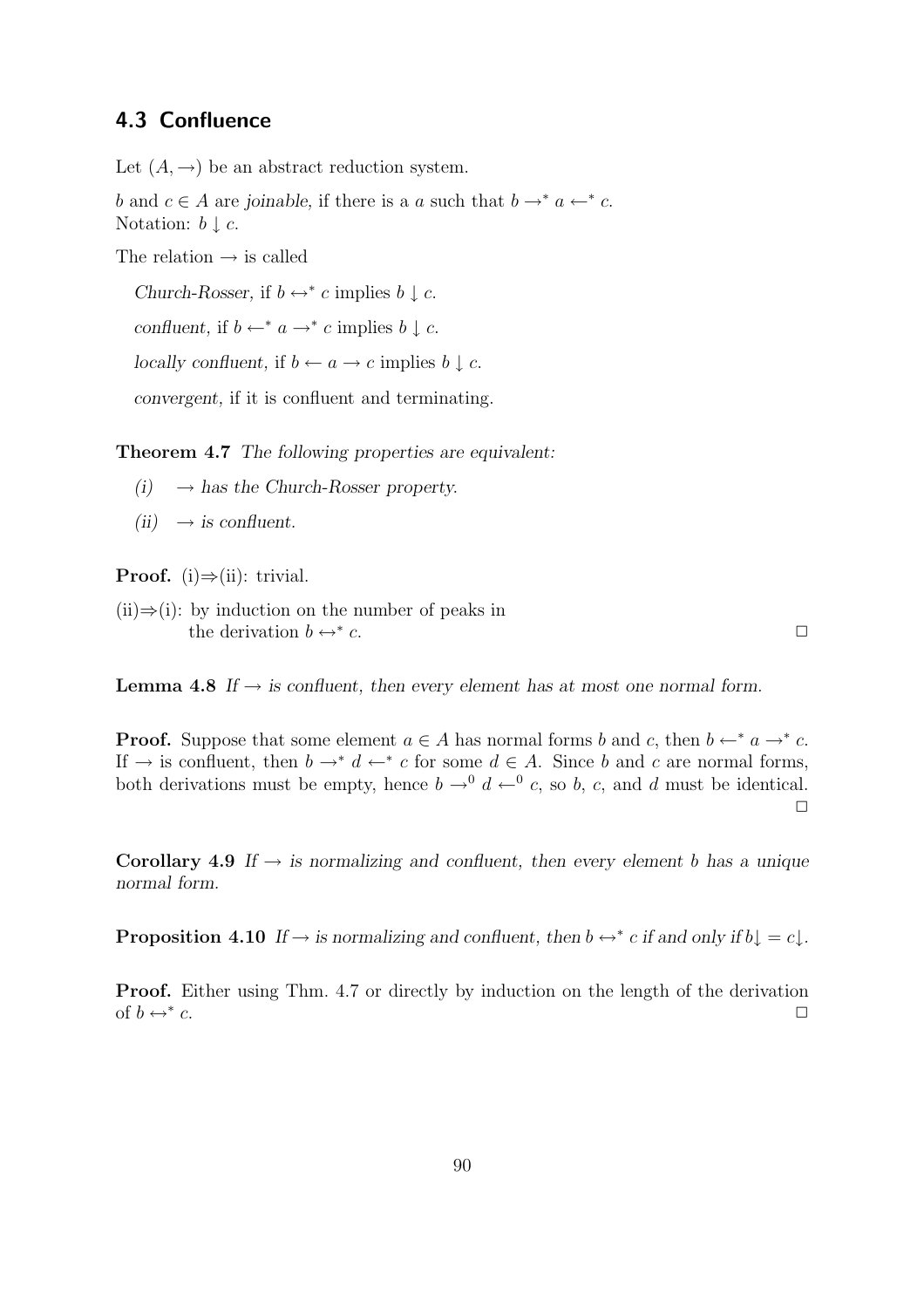## 4.3 Confluence

Let $(A, \rightarrow)$ be an abstract reduction system.

$b$ and $c \in A$ are *joinable*, if there is a $a$ such that $b \rightarrow^* a \leftarrow^* c$.
Notation: $b \downarrow c$.

The relation $\rightarrow$ is called

*Church-Rosser*, if $b \leftrightarrow^* c$ implies $b \downarrow c$.

*confluent*, if $b \leftarrow^* a \rightarrow^* c$ implies $b \downarrow c$.

*locally confluent*, if $b \leftarrow a \rightarrow c$ implies $b \downarrow c$.

*convergent*, if it is confluent and terminating.

**Theorem 4.7** *The following properties are equivalent:*

*(i)* $\rightarrow$ *has the Church-Rosser property.*

*(ii)* $\rightarrow$ *is confluent.*

**Proof.** (i)⇒(ii): trivial.

(ii)⇒(i): by induction on the number of peaks in the derivation $b \leftrightarrow^* c$. □

**Lemma 4.8** *If* $\rightarrow$ *is confluent, then every element has at most one normal form.*

**Proof.** Suppose that some element $a \in A$ has normal forms $b$ and $c$, then $b \leftarrow^* a \rightarrow^* c$. If $\rightarrow$ is confluent, then $b \rightarrow^* d \leftarrow^* c$ for some $d \in A$. Since $b$ and $c$ are normal forms, both derivations must be empty, hence $b \rightarrow^0 d \leftarrow^0 c$, so $b$, $c$, and $d$ must be identical. □

**Corollary 4.9** *If* $\rightarrow$ *is normalizing and confluent, then every element* $b$ *has a unique normal form.*

**Proposition 4.10** *If* $\rightarrow$ *is normalizing and confluent, then* $b \leftrightarrow^* c$ *if and only if* $b\!\downarrow\, = c\!\downarrow$.

**Proof.** Either using Thm. 4.7 or directly by induction on the length of the derivation of $b \leftrightarrow^* c$. □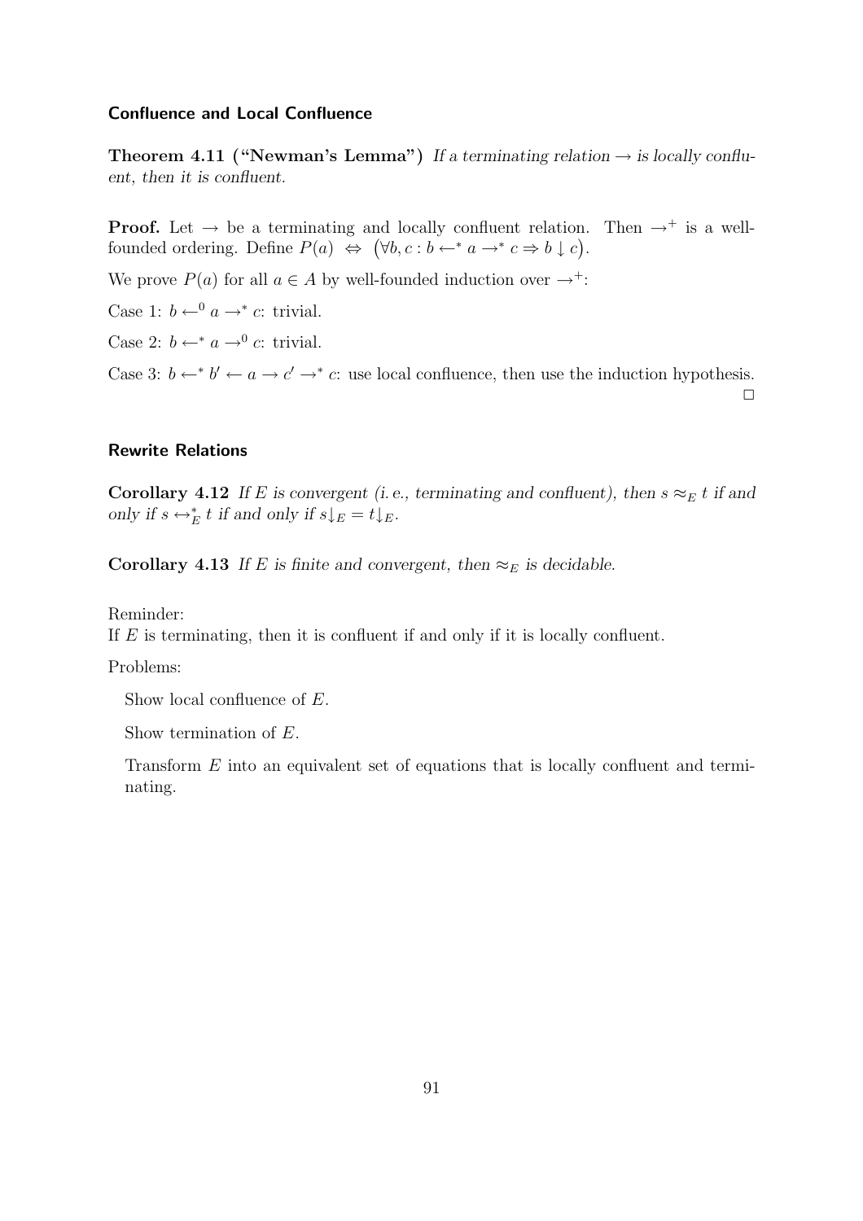### Confluence and Local Confluence

**Theorem 4.11 ("Newman's Lemma")** *If a terminating relation $\rightarrow$ is locally confluent, then it is confluent.*

**Proof.** Let $\rightarrow$ be a terminating and locally confluent relation. Then $\rightarrow^+$ is a well-founded ordering. Define $P(a) \;\Leftrightarrow\; \big(\forall b, c : b \leftarrow^* a \rightarrow^* c \Rightarrow b \downarrow c\big)$.

We prove $P(a)$ for all $a \in A$ by well-founded induction over $\rightarrow^+$:

Case 1: $b \leftarrow^0 a \rightarrow^* c$: trivial.

Case 2: $b \leftarrow^* a \rightarrow^0 c$: trivial.

Case 3: $b \leftarrow^* b' \leftarrow a \rightarrow c' \rightarrow^* c$: use local confluence, then use the induction hypothesis. $\square$

### Rewrite Relations

**Corollary 4.12** *If $E$ is convergent (i. e., terminating and confluent), then $s \approx_E t$ if and only if $s \leftrightarrow_E^* t$ if and only if $s{\downarrow_E} = t{\downarrow_E}$.*

**Corollary 4.13** *If $E$ is finite and convergent, then $\approx_E$ is decidable.*

Reminder:
If $E$ is terminating, then it is confluent if and only if it is locally confluent.

Problems:

Show local confluence of $E$.

Show termination of $E$.

Transform $E$ into an equivalent set of equations that is locally confluent and terminating.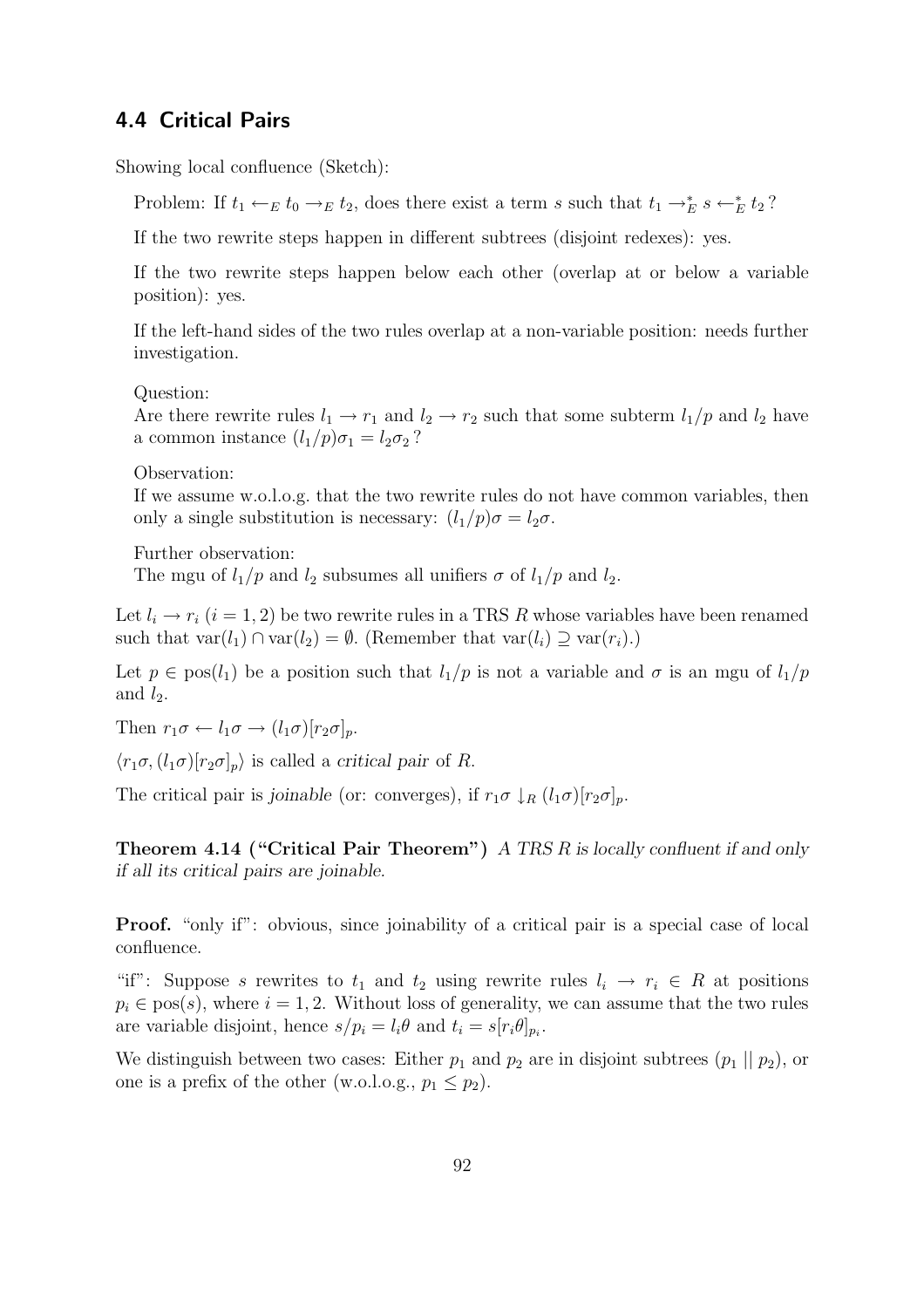## 4.4 Critical Pairs

Showing local confluence (Sketch):

> Problem: If $t_1 \leftarrow_E t_0 \rightarrow_E t_2$, does there exist a term $s$ such that $t_1 \rightarrow_E^* s \leftarrow_E^* t_2$ ?
>
> If the two rewrite steps happen in different subtrees (disjoint redexes): yes.
>
> If the two rewrite steps happen below each other (overlap at or below a variable position): yes.
>
> If the left-hand sides of the two rules overlap at a non-variable position: needs further investigation.
>
> Question:
> Are there rewrite rules $l_1 \rightarrow r_1$ and $l_2 \rightarrow r_2$ such that some subterm $l_1/p$ and $l_2$ have a common instance $(l_1/p)\sigma_1 = l_2\sigma_2$ ?
>
> Observation:
> If we assume w.o.l.o.g. that the two rewrite rules do not have common variables, then only a single substitution is necessary: $(l_1/p)\sigma = l_2\sigma$.
>
> Further observation:
> The mgu of $l_1/p$ and $l_2$ subsumes all unifiers $\sigma$ of $l_1/p$ and $l_2$.

Let $l_i \rightarrow r_i$ $(i = 1, 2)$ be two rewrite rules in a TRS $R$ whose variables have been renamed such that $\text{var}(l_1) \cap \text{var}(l_2) = \emptyset$. (Remember that $\text{var}(l_i) \supseteq \text{var}(r_i)$.)

Let $p \in \text{pos}(l_1)$ be a position such that $l_1/p$ is not a variable and $\sigma$ is an mgu of $l_1/p$ and $l_2$.

Then $r_1\sigma \leftarrow l_1\sigma \rightarrow (l_1\sigma)[r_2\sigma]_p$.

$\langle r_1\sigma, (l_1\sigma)[r_2\sigma]_p \rangle$ is called a *critical pair* of $R$.

The critical pair is *joinable* (or: converges), if $r_1\sigma \downarrow_R (l_1\sigma)[r_2\sigma]_p$.

**Theorem 4.14 ("Critical Pair Theorem")** *A TRS $R$ is locally confluent if and only if all its critical pairs are joinable.*

**Proof.** "only if": obvious, since joinability of a critical pair is a special case of local confluence.

"if": Suppose $s$ rewrites to $t_1$ and $t_2$ using rewrite rules $l_i \rightarrow r_i \in R$ at positions $p_i \in \text{pos}(s)$, where $i = 1, 2$. Without loss of generality, we can assume that the two rules are variable disjoint, hence $s/p_i = l_i\theta$ and $t_i = s[r_i\theta]_{p_i}$.

We distinguish between two cases: Either $p_1$ and $p_2$ are in disjoint subtrees ($p_1 \parallel p_2$), or one is a prefix of the other (w.o.l.o.g., $p_1 \leq p_2$).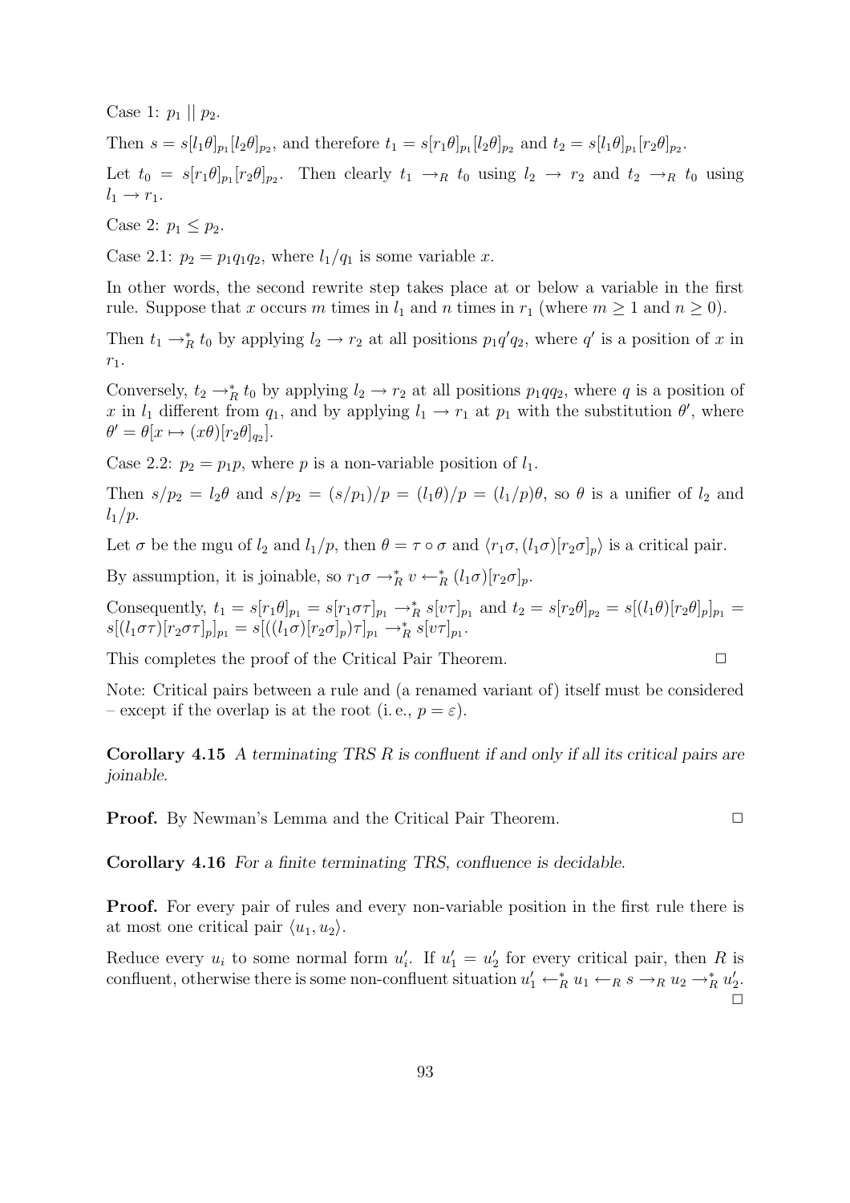Case 1: $p_1 \mid\mid p_2$.

Then $s = s[l_1\theta]_{p_1}[l_2\theta]_{p_2}$, and therefore $t_1 = s[r_1\theta]_{p_1}[l_2\theta]_{p_2}$ and $t_2 = s[l_1\theta]_{p_1}[r_2\theta]_{p_2}$.

Let $t_0 = s[r_1\theta]_{p_1}[r_2\theta]_{p_2}$. Then clearly $t_1 \to_R t_0$ using $l_2 \to r_2$ and $t_2 \to_R t_0$ using $l_1 \to r_1$.

Case 2: $p_1 \leq p_2$.

Case 2.1: $p_2 = p_1 q_1 q_2$, where $l_1/q_1$ is some variable $x$.

In other words, the second rewrite step takes place at or below a variable in the first rule. Suppose that $x$ occurs $m$ times in $l_1$ and $n$ times in $r_1$ (where $m \geq 1$ and $n \geq 0$).

Then $t_1 \to_R^* t_0$ by applying $l_2 \to r_2$ at all positions $p_1 q' q_2$, where $q'$ is a position of $x$ in $r_1$.

Conversely, $t_2 \to_R^* t_0$ by applying $l_2 \to r_2$ at all positions $p_1 q q_2$, where $q$ is a position of $x$ in $l_1$ different from $q_1$, and by applying $l_1 \to r_1$ at $p_1$ with the substitution $\theta'$, where $\theta' = \theta[x \mapsto (x\theta)[r_2\theta]_{q_2}]$.

Case 2.2: $p_2 = p_1 p$, where $p$ is a non-variable position of $l_1$.

Then $s/p_2 = l_2\theta$ and $s/p_2 = (s/p_1)/p = (l_1\theta)/p = (l_1/p)\theta$, so $\theta$ is a unifier of $l_2$ and $l_1/p$.

Let $\sigma$ be the mgu of $l_2$ and $l_1/p$, then $\theta = \tau \circ \sigma$ and $\langle r_1\sigma, (l_1\sigma)[r_2\sigma]_p \rangle$ is a critical pair.

By assumption, it is joinable, so $r_1\sigma \to_R^* v \leftarrow_R^* (l_1\sigma)[r_2\sigma]_p$.

Consequently, $t_1 = s[r_1\theta]_{p_1} = s[r_1\sigma\tau]_{p_1} \to_R^* s[v\tau]_{p_1}$ and $t_2 = s[r_2\theta]_{p_2} = s[(l_1\theta)[r_2\theta]_p]_{p_1} = s[(l_1\sigma\tau)[r_2\sigma\tau]_p]_{p_1} = s[((l_1\sigma)[r_2\sigma]_p)\tau]_{p_1} \to_R^* s[v\tau]_{p_1}$.

This completes the proof of the Critical Pair Theorem. $\square$

Note: Critical pairs between a rule and (a renamed variant of) itself must be considered – except if the overlap is at the root (i. e., $p = \varepsilon$).

**Corollary 4.15** *A terminating TRS R is confluent if and only if all its critical pairs are joinable.*

**Proof.** By Newman's Lemma and the Critical Pair Theorem. $\square$

**Corollary 4.16** *For a finite terminating TRS, confluence is decidable.*

**Proof.** For every pair of rules and every non-variable position in the first rule there is at most one critical pair $\langle u_1, u_2 \rangle$.

Reduce every $u_i$ to some normal form $u_i'$. If $u_1' = u_2'$ for every critical pair, then $R$ is confluent, otherwise there is some non-confluent situation $u_1' \leftarrow_R^* u_1 \leftarrow_R s \to_R u_2 \to_R^* u_2'$. $\square$